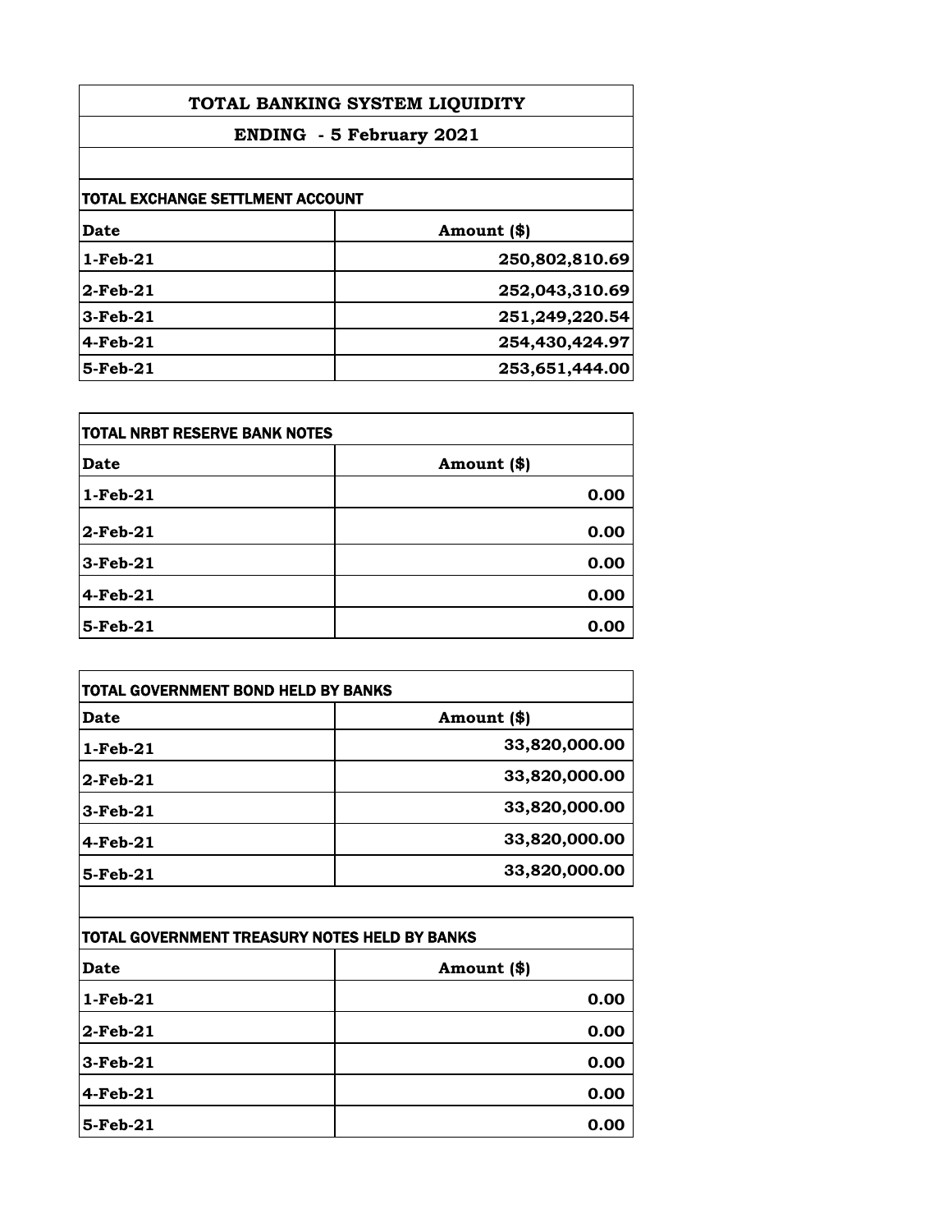# TOTAL BANKING SYSTEM LIQUIDITY

## ENDING - 5 February 2021

### TOTAL EXCHANGE SETTLMENT ACCOUNT

| Date | Amount ($) |
|---|---|
| 1-Feb-21 | 250,802,810.69 |
| 2-Feb-21 | 252,043,310.69 |
| 3-Feb-21 | 251,249,220.54 |
| 4-Feb-21 | 254,430,424.97 |
| 5-Feb-21 | 253,651,444.00 |

### TOTAL NRBT RESERVE BANK NOTES

| Date | Amount ($) |
|---|---|
| 1-Feb-21 | 0.00 |
| 2-Feb-21 | 0.00 |
| 3-Feb-21 | 0.00 |
| 4-Feb-21 | 0.00 |
| 5-Feb-21 | 0.00 |

### TOTAL GOVERNMENT BOND HELD BY BANKS

| Date | Amount ($) |
|---|---|
| 1-Feb-21 | 33,820,000.00 |
| 2-Feb-21 | 33,820,000.00 |
| 3-Feb-21 | 33,820,000.00 |
| 4-Feb-21 | 33,820,000.00 |
| 5-Feb-21 | 33,820,000.00 |

### TOTAL GOVERNMENT TREASURY NOTES HELD BY BANKS

| Date | Amount ($) |
|---|---|
| 1-Feb-21 | 0.00 |
| 2-Feb-21 | 0.00 |
| 3-Feb-21 | 0.00 |
| 4-Feb-21 | 0.00 |
| 5-Feb-21 | 0.00 |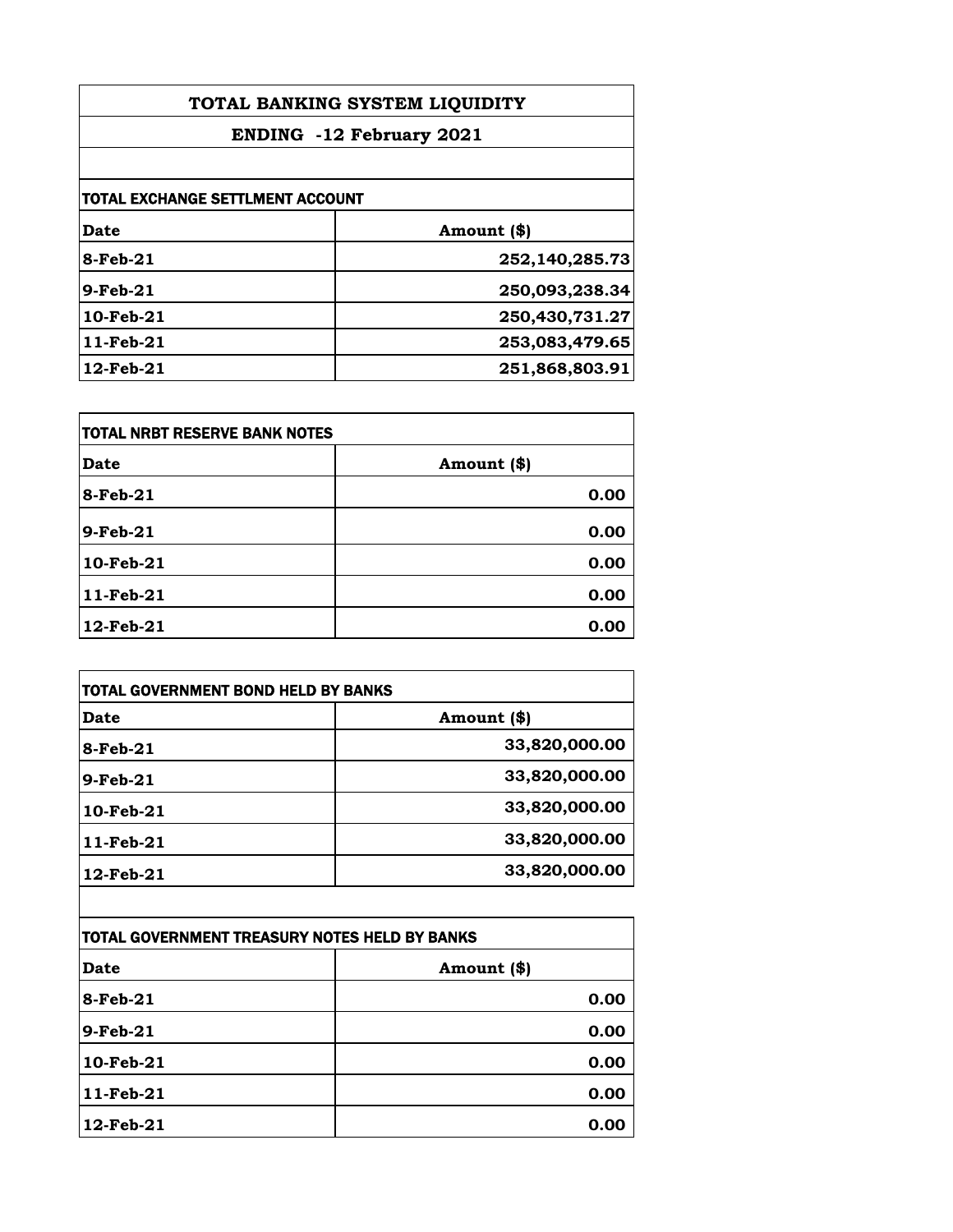# TOTAL BANKING SYSTEM LIQUIDITY

## ENDING -12 February 2021

### TOTAL EXCHANGE SETTLMENT ACCOUNT

| Date | Amount ($) |
|---|---:|
| 8-Feb-21 | 252,140,285.73 |
| 9-Feb-21 | 250,093,238.34 |
| 10-Feb-21 | 250,430,731.27 |
| 11-Feb-21 | 253,083,479.65 |
| 12-Feb-21 | 251,868,803.91 |

### TOTAL NRBT RESERVE BANK NOTES

| Date | Amount ($) |
|---|---:|
| 8-Feb-21 | 0.00 |
| 9-Feb-21 | 0.00 |
| 10-Feb-21 | 0.00 |
| 11-Feb-21 | 0.00 |
| 12-Feb-21 | 0.00 |

### TOTAL GOVERNMENT BOND HELD BY BANKS

| Date | Amount ($) |
|---|---:|
| 8-Feb-21 | 33,820,000.00 |
| 9-Feb-21 | 33,820,000.00 |
| 10-Feb-21 | 33,820,000.00 |
| 11-Feb-21 | 33,820,000.00 |
| 12-Feb-21 | 33,820,000.00 |

### TOTAL GOVERNMENT TREASURY NOTES HELD BY BANKS

| Date | Amount ($) |
|---|---:|
| 8-Feb-21 | 0.00 |
| 9-Feb-21 | 0.00 |
| 10-Feb-21 | 0.00 |
| 11-Feb-21 | 0.00 |
| 12-Feb-21 | 0.00 |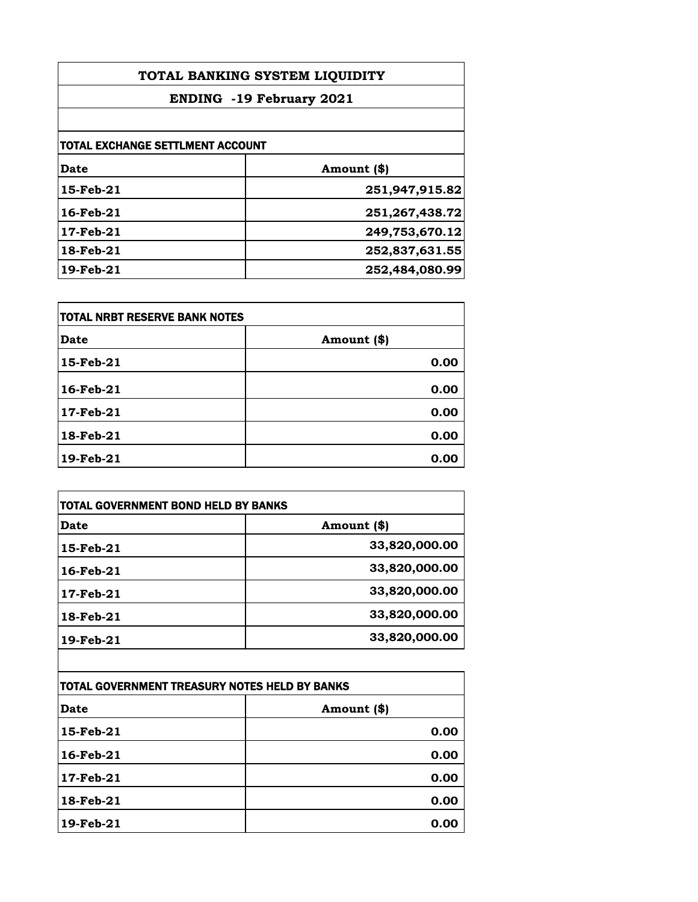# TOTAL BANKING SYSTEM LIQUIDITY

## ENDING -19 February 2021

### TOTAL EXCHANGE SETTLMENT ACCOUNT

| Date | Amount ($) |
|---|---|
| 15-Feb-21 | 251,947,915.82 |
| 16-Feb-21 | 251,267,438.72 |
| 17-Feb-21 | 249,753,670.12 |
| 18-Feb-21 | 252,837,631.55 |
| 19-Feb-21 | 252,484,080.99 |

### TOTAL NRBT RESERVE BANK NOTES

| Date | Amount ($) |
|---|---|
| 15-Feb-21 | 0.00 |
| 16-Feb-21 | 0.00 |
| 17-Feb-21 | 0.00 |
| 18-Feb-21 | 0.00 |
| 19-Feb-21 | 0.00 |

### TOTAL GOVERNMENT BOND HELD BY BANKS

| Date | Amount ($) |
|---|---|
| 15-Feb-21 | 33,820,000.00 |
| 16-Feb-21 | 33,820,000.00 |
| 17-Feb-21 | 33,820,000.00 |
| 18-Feb-21 | 33,820,000.00 |
| 19-Feb-21 | 33,820,000.00 |

### TOTAL GOVERNMENT TREASURY NOTES HELD BY BANKS

| Date | Amount ($) |
|---|---|
| 15-Feb-21 | 0.00 |
| 16-Feb-21 | 0.00 |
| 17-Feb-21 | 0.00 |
| 18-Feb-21 | 0.00 |
| 19-Feb-21 | 0.00 |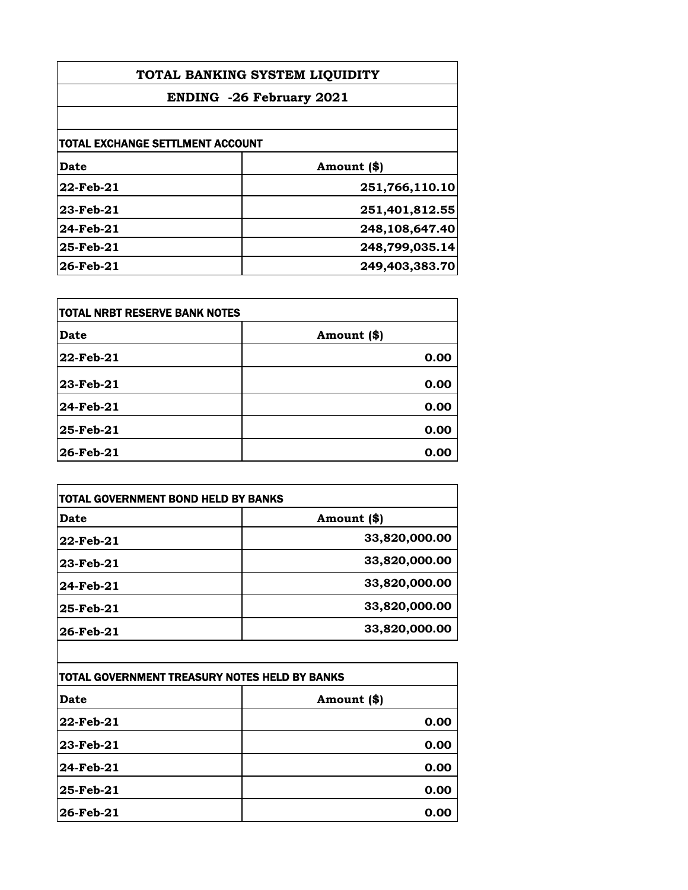# TOTAL BANKING SYSTEM LIQUIDITY

## ENDING -26 February 2021

### TOTAL EXCHANGE SETTLMENT ACCOUNT

| Date | Amount ($) |
|---|---|
| 22-Feb-21 | 251,766,110.10 |
| 23-Feb-21 | 251,401,812.55 |
| 24-Feb-21 | 248,108,647.40 |
| 25-Feb-21 | 248,799,035.14 |
| 26-Feb-21 | 249,403,383.70 |

### TOTAL NRBT RESERVE BANK NOTES

| Date | Amount ($) |
|---|---|
| 22-Feb-21 | 0.00 |
| 23-Feb-21 | 0.00 |
| 24-Feb-21 | 0.00 |
| 25-Feb-21 | 0.00 |
| 26-Feb-21 | 0.00 |

### TOTAL GOVERNMENT BOND HELD BY BANKS

| Date | Amount ($) |
|---|---|
| 22-Feb-21 | 33,820,000.00 |
| 23-Feb-21 | 33,820,000.00 |
| 24-Feb-21 | 33,820,000.00 |
| 25-Feb-21 | 33,820,000.00 |
| 26-Feb-21 | 33,820,000.00 |

### TOTAL GOVERNMENT TREASURY NOTES HELD BY BANKS

| Date | Amount ($) |
|---|---|
| 22-Feb-21 | 0.00 |
| 23-Feb-21 | 0.00 |
| 24-Feb-21 | 0.00 |
| 25-Feb-21 | 0.00 |
| 26-Feb-21 | 0.00 |